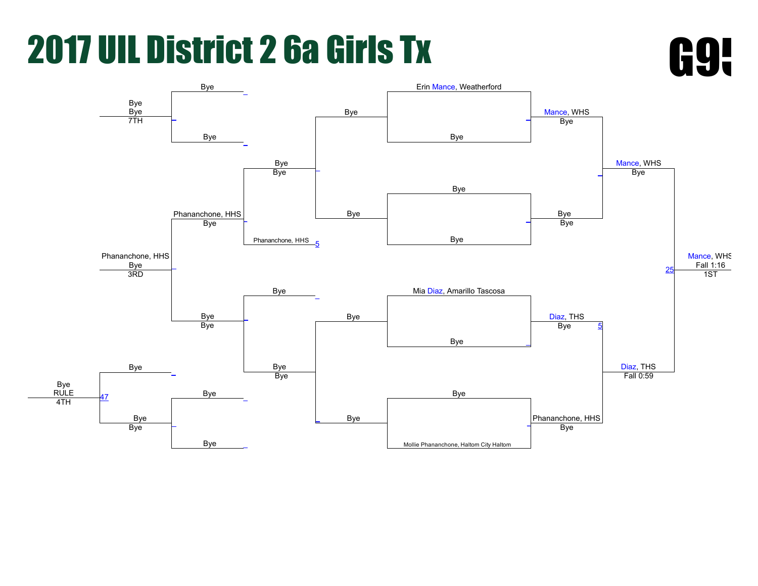# 2017 UIL District 2 6a Girls Tx

G9!

## Championship Bracket

**First Round**

- Erin Mance, Weatherford vs. Bye
- Bye vs. Bye
- Mia Diaz, Amarillo Tascosa vs. Bye
- Bye vs. Mollie Phananchone, Haltom City Haltom

**Second Round**

- Mance, WHS — Bye
- Bye — Bye
- Diaz, THS — Bye (5)
- Phananchone, HHS — Bye

**Semifinals**

- Mance, WHS — Bye
- Diaz, THS — Fall 0:59

**Final**

- Mance, WHS — Fall 1:16 — 1ST (25)

## Consolation Bracket

- Bye / Bye
- Bye / Bye
- Bye — Bye
- Bye — Bye
- Bye — Bye
- Bye — Bye
- Bye — Bye
- Bye — Bye
- Phananchone, HHS (5)
- Phananchone, HHS — Bye
- Bye — Bye
- Bye — Bye
- Bye — Bye
- Bye — Bye
- Bye — Bye

**Placement**

- 3RD: Phananchone, HHS — Bye
- 4TH: Bye — RULE (47)
- 7TH: Bye — Bye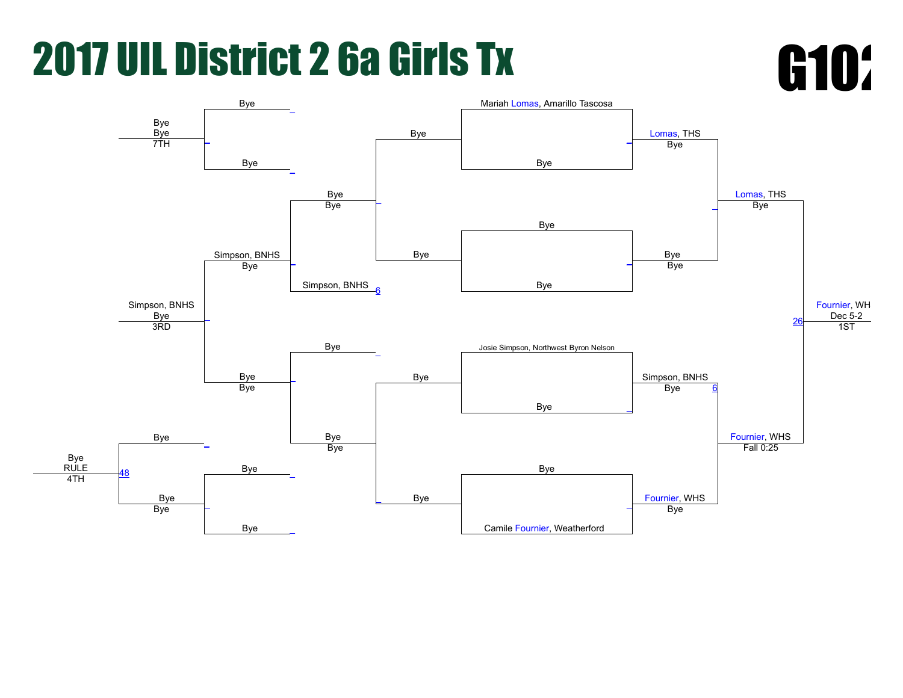# 2017 UIL District 2 6a Girls Tx

G102

**Championship bracket**

- Mariah Lomas, Amarillo Tascosa vs Bye → Lomas, THS (Bye)
- Bye vs Bye → Bye (Bye)
- Josie Simpson, Northwest Byron Nelson vs Bye → Simpson, BNHS (Bye)
- Bye vs Camile Fournier, Weatherford → Fournier, WHS (Bye)

Semifinals:

- Lomas, THS vs Bye → Lomas, THS (Bye)
- Simpson, BNHS vs Fournier, WHS → Fournier, WHS (Fall 0:25)

Final:

- Lomas, THS vs Fournier, WHS → Fournier, WH (Dec 5-2) — 1ST

**Consolation bracket**

- Bye vs Bye → Bye (Bye)
- Bye vs Simpson, BNHS (6) → Simpson, BNHS (Bye)
- Bye vs Bye → Bye (Bye)
- Bye vs Bye → Bye (Bye)
- Simpson, BNHS vs Bye → Simpson, BNHS (Bye) — 3RD
- Bye vs Bye → Bye (Bye) — 7TH
- Bye vs Bye → Bye (Bye)
- Bye vs Bye (48) → Bye (RULE) — 4TH

Bout numbers: 6, 6, 26, 48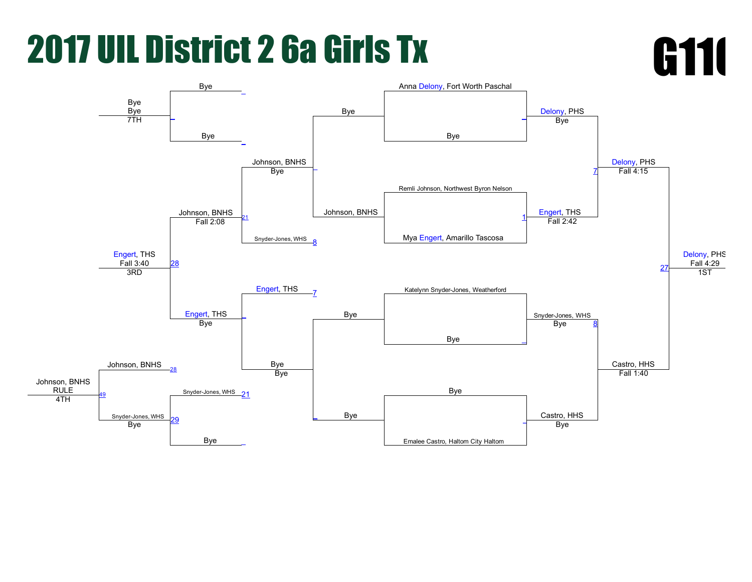# 2017 UIL District 2 6a Girls Tx

G110

## Championship Bracket

**First Round**

- Anna Delony, Fort Worth Paschal vs Bye → Delony, PHS (Bye)
- Remli Johnson, Northwest Byron Nelson vs Mya Engert, Amarillo Tascosa → Engert, THS (Fall 2:42) [1]
- Katelynn Snyder-Jones, Weatherford vs Bye → Snyder-Jones, WHS (Bye) [8]
- Bye vs Emalee Castro, Haltom City Haltom → Castro, HHS (Bye)

**Semifinals**

- Delony, PHS vs Engert, THS [7] → Delony, PHS (Fall 4:15)
- Snyder-Jones, WHS [8] vs Castro, HHS → Castro, HHS (Fall 1:40)

**Final**

- Delony, PHS vs Castro, HHS [27] → Delony, PHS (Fall 4:29) — 1ST

## Consolation Bracket

- Bye vs Johnson, BNHS → Johnson, BNHS (Bye)
- Bye vs Bye → Bye (Bye)
- Johnson, BNHS vs Snyder-Jones, WHS [8] → Johnson, BNHS (Fall 2:08) [21]
- Engert, THS [7] vs Bye → Engert, THS (Bye)
- Johnson, BNHS [21] vs Engert, THS → Engert, THS (Fall 3:40) [28] — 3RD
- Bye vs Bye → Bye (Bye) — 7TH
- Snyder-Jones, WHS [21] vs Bye → Snyder-Jones, WHS (Bye) [29]
- Johnson, BNHS [28] vs Snyder-Jones, WHS [29] → Johnson, BNHS (RULE) [49] — 4TH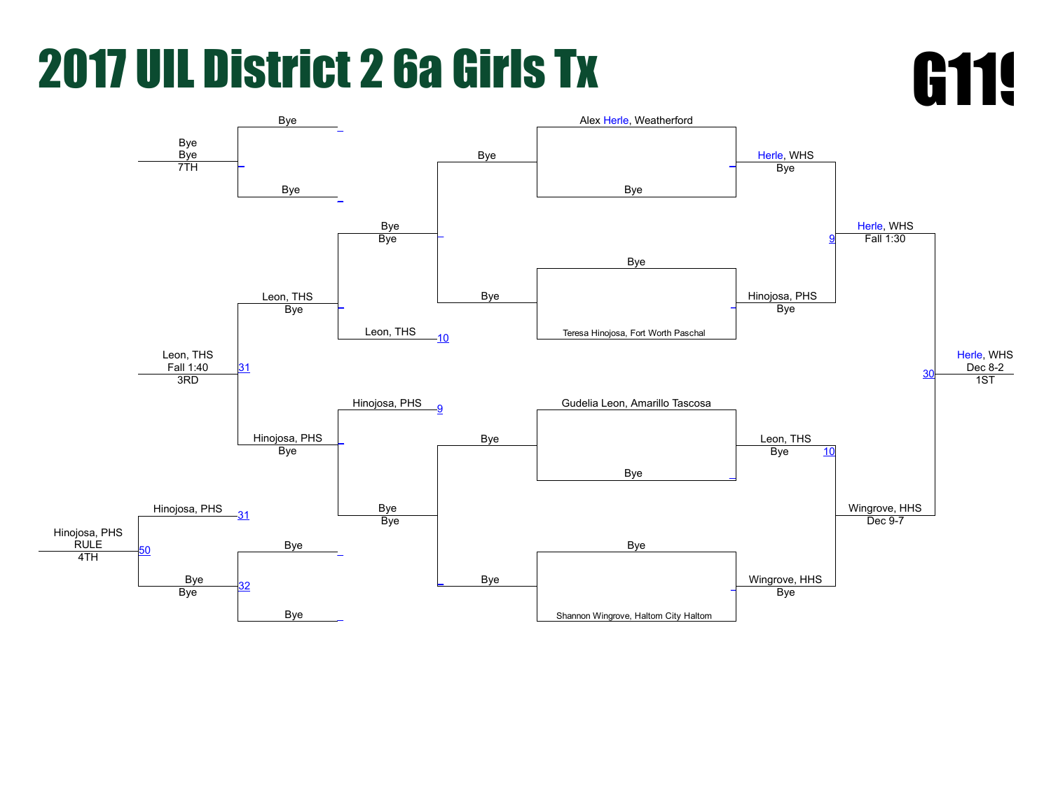# 2017 UIL District 2 6a Girls Tx

G119

## Championship Bracket

- Alex Herle, Weatherford vs Bye → Herle, WHS (Bye)
- Bye vs Teresa Hinojosa, Fort Worth Paschal → Hinojosa, PHS (Bye)
- Herle, WHS vs Hinojosa, PHS (9) → Herle, WHS (Fall 1:30)
- Gudelia Leon, Amarillo Tascosa vs Bye → Leon, THS (Bye) (10)
- Bye vs Shannon Wingrove, Haltom City Haltom → Wingrove, HHS (Bye)
- Leon, THS vs Wingrove, HHS → Wingrove, HHS (Dec 9-7)
- Herle, WHS vs Wingrove, HHS (30) → **Herle, WHS (Dec 8-2) — 1ST**

## Consolation Bracket

- Bye vs Bye → Bye (Bye)
- Bye vs Bye → Bye (Bye)
- Bye vs Leon, THS (10) → Leon, THS (Bye)
- Hinojosa, PHS (9) vs Bye → Hinojosa, PHS (Bye)
- Leon, THS vs Hinojosa, PHS (31) → **Leon, THS (Fall 1:40) — 3RD**
- Bye vs Bye → Bye / Bye / 7TH
- Bye vs Bye → Bye (Bye) (32)
- Hinojosa, PHS (31) vs Bye (50) → **Hinojosa, PHS (RULE) — 4TH**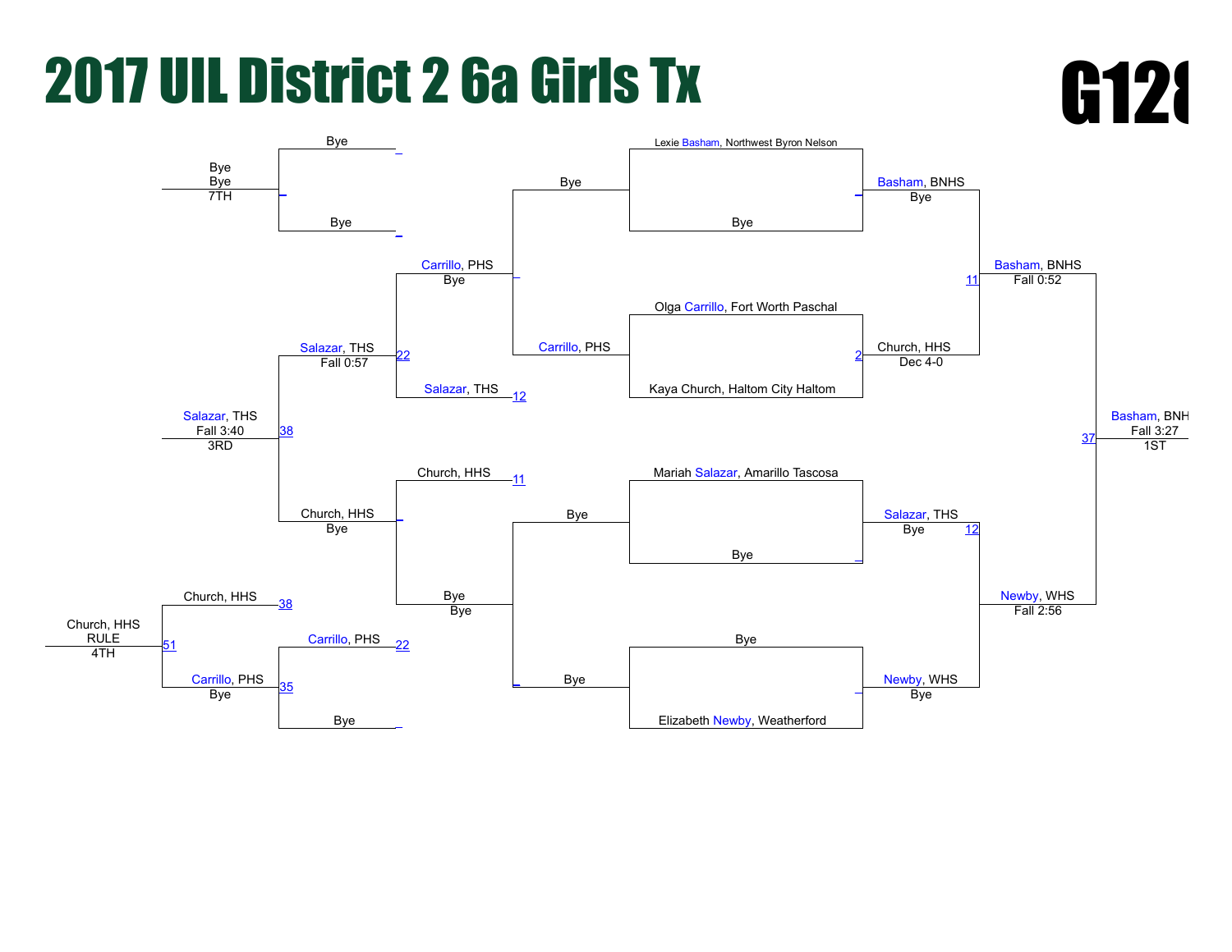# 2017 UIL District 2 6a Girls Tx

G128

## Championship Bracket

### Round 1

| Wrestler | Result |
| --- | --- |
| Lexie Basham, Northwest Byron Nelson | |
| Bye | |
| Olga Carrillo, Fort Worth Paschal | |
| Kaya Church, Haltom City Haltom | |
| Mariah Salazar, Amarillo Tascosa | |
| Bye | |
| Bye | |
| Elizabeth Newby, Weatherford | |

### Quarterfinals

| Winner | Result | Bout |
| --- | --- | --- |
| Basham, BNHS | Bye | |
| Church, HHS | Dec 4-0 | 2 |
| Salazar, THS | Bye | 12 |
| Newby, WHS | Bye | |

### Semifinals

| Winner | Result | Bout |
| --- | --- | --- |
| Basham, BNHS | Fall 0:52 | 11 |
| Newby, WHS | Fall 2:56 | |

### Final

| Winner | Result | Place | Bout |
| --- | --- | --- | --- |
| Basham, BNH | Fall 3:27 | 1ST | 37 |

## Consolation Bracket

### Consolation Round 1

| Wrestler | Result | Bout |
| --- | --- | --- |
| Bye | | |
| Carrillo, PHS | | |
| Church, HHS | | 11 |
| Bye | | |

### Consolation Round 2

| Winner | Result | Bout |
| --- | --- | --- |
| Carrillo, PHS | Bye | |
| Salazar, THS | | 12 |
| Bye | Bye | |

### Consolation Semifinals

| Winner | Result | Bout |
| --- | --- | --- |
| Bye | | |
| Bye | | |
| Salazar, THS | Fall 0:57 | 22 |
| Church, HHS | Bye | |

### 3rd Place

| Winner | Result | Place | Bout |
| --- | --- | --- | --- |
| Salazar, THS | Fall 3:40 | 3RD | 38 |

### 7th Place

| Winner | Result | Place |
| --- | --- | --- |
| Bye | Bye | 7TH |

### 5th Place Bracket

| Wrestler | Result | Bout |
| --- | --- | --- |
| Carrillo, PHS | | 22 |
| Bye | | |
| Church, HHS | | 38 |
| Carrillo, PHS | Bye | 35 |

### 4th Place

| Winner | Result | Place | Bout |
| --- | --- | --- | --- |
| Church, HHS | RULE | 4TH | 51 |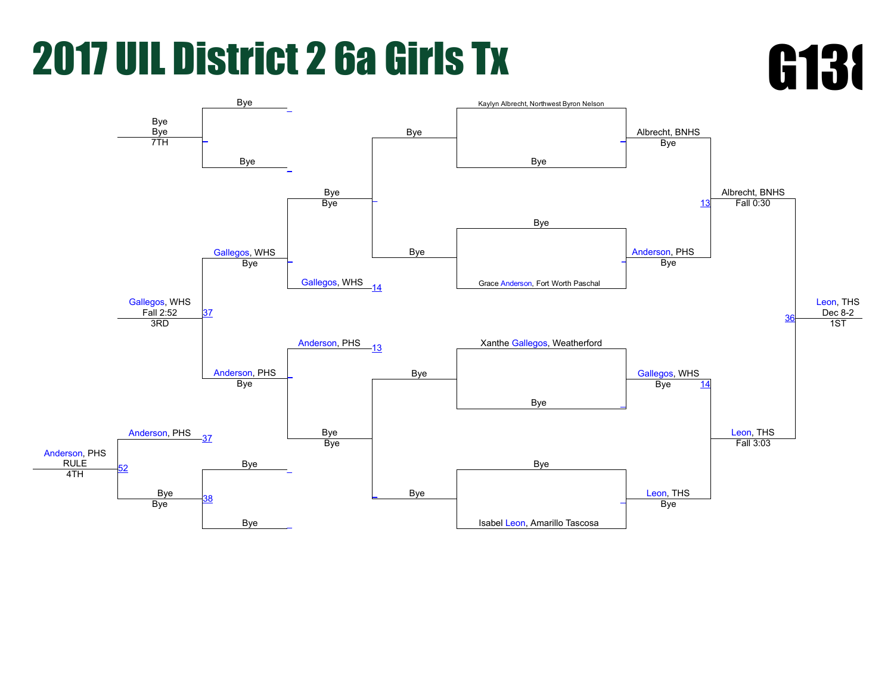# 2017 UIL District 2 6a Girls Tx

**G138**

## Championship Bracket

**First round**
- Kaylyn Albrecht, Northwest Byron Nelson vs. Bye → Albrecht, BNHS (Bye)
- Bye vs. Grace Anderson, Fort Worth Paschal → Anderson, PHS (Bye)
- Xanthe Gallegos, Weatherford vs. Bye → Gallegos, WHS (Bye)
- Bye vs. Isabel Leon, Amarillo Tascosa → Leon, THS (Bye)

**Semifinals**
- Albrecht, BNHS vs. Anderson, PHS (13) → Albrecht, BNHS — Fall 0:30
- Gallegos, WHS (14) vs. Leon, THS → Leon, THS — Fall 3:03

**Final**
- Albrecht, BNHS vs. Leon, THS (36) → **Leon, THS — Dec 8-2 — 1ST**

## Consolation Bracket

**Consolation (first rounds)**
- Bye vs. Bye → Bye
- Bye vs. Bye → Bye (Bye / Bye)
- Bye vs. Bye → Bye (Bye / Bye)
- Bye vs. Bye (38) → Bye (Bye / Bye)

**Consolation (next rounds)**
- Bye vs. Gallegos, WHS (14) → Gallegos, WHS (Bye)
- Anderson, PHS (13) vs. Bye → Anderson, PHS (Bye)

**3rd Place**
- Gallegos, WHS vs. Anderson, PHS (37) → **Gallegos, WHS — Fall 2:52 — 3RD**

**5th Place**
- Anderson, PHS (37) vs. Bye (52) → **Anderson, PHS — RULE — 4TH**

**7th Place**
- Bye vs. Bye → **Bye / Bye — 7TH**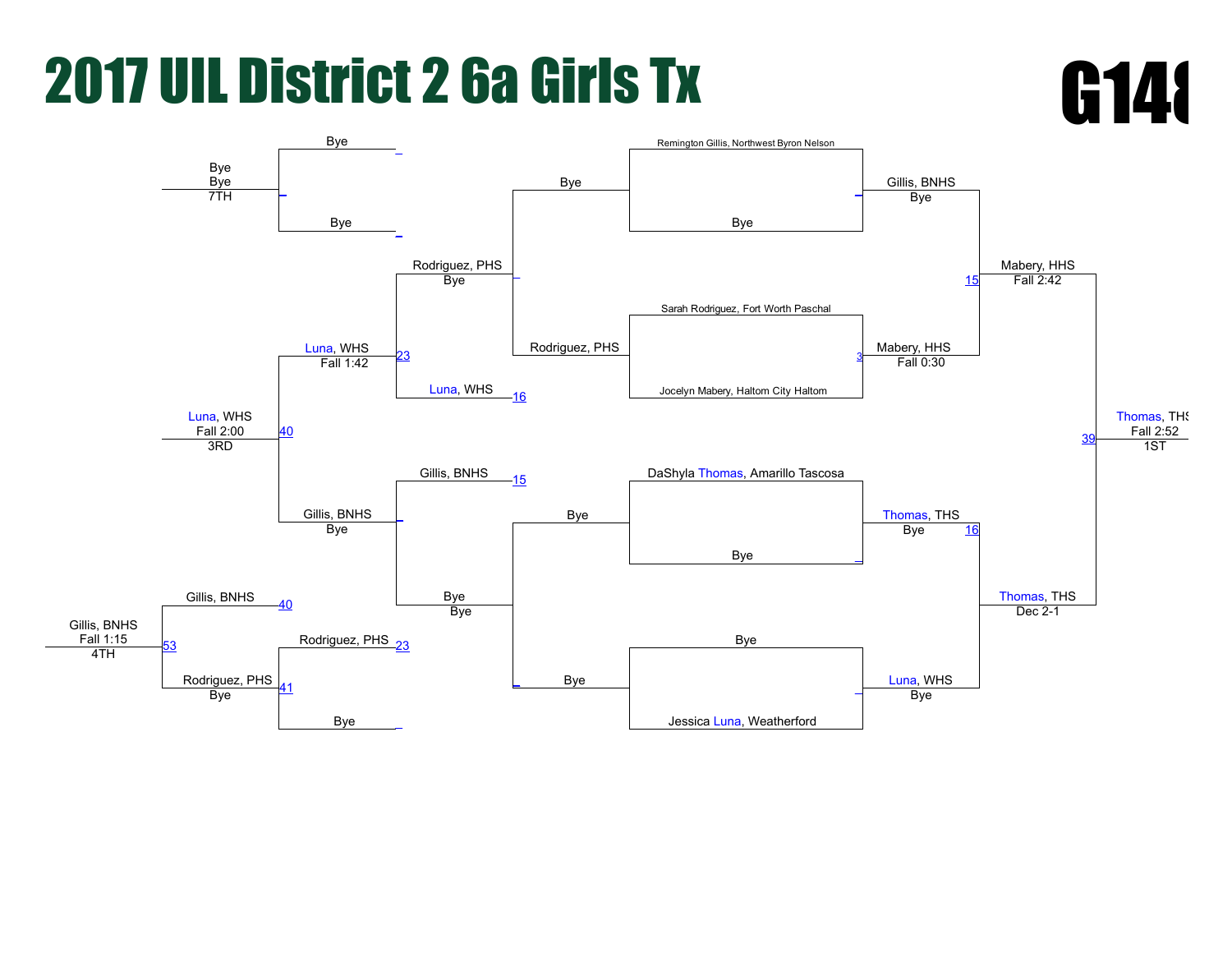# 2017 UIL District 2 6a Girls Tx

G148

## Championship Bracket

**First Round**

- Remington Gillis, Northwest Byron Nelson vs. Bye
- Sarah Rodriguez, Fort Worth Paschal vs. Jocelyn Mabery, Haltom City Haltom
- DaShyla Thomas, Amarillo Tascosa vs. Bye
- Bye vs. Jessica Luna, Weatherford

**Quarterfinals**

- Gillis, BNHS — Bye
- Mabery, HHS — Fall 0:30 (3)
- Thomas, THS — Bye (16)
- Luna, WHS — Bye

**Semifinals**

- Mabery, HHS — Fall 2:42 (15)
- Thomas, THS — Dec 2-1

**Final**

- Thomas, THS — Fall 2:52 (39) — 1ST

## Consolation Bracket

**Consolation Round 1**

- Bye
- Rodriguez, PHS
- Bye
- Bye

**Consolation Round 2**

- Rodriguez, PHS — Bye
- Luna, WHS (16)
- Gillis, BNHS (15)
- Bye — Bye

**Consolation Round 3**

- Luna, WHS — Fall 1:42 (23)
- Gillis, BNHS — Bye

**3rd Place**

- Luna, WHS — Fall 2:00 (40) — 3RD

**5th/7th Place Bouts**

- Bye vs. Bye — Bye, Bye — 7TH
- Gillis, BNHS (40)
- Rodriguez, PHS (23) vs. Bye — Rodriguez, PHS — Bye (41)
- Gillis, BNHS — Fall 1:15 (53) — 4TH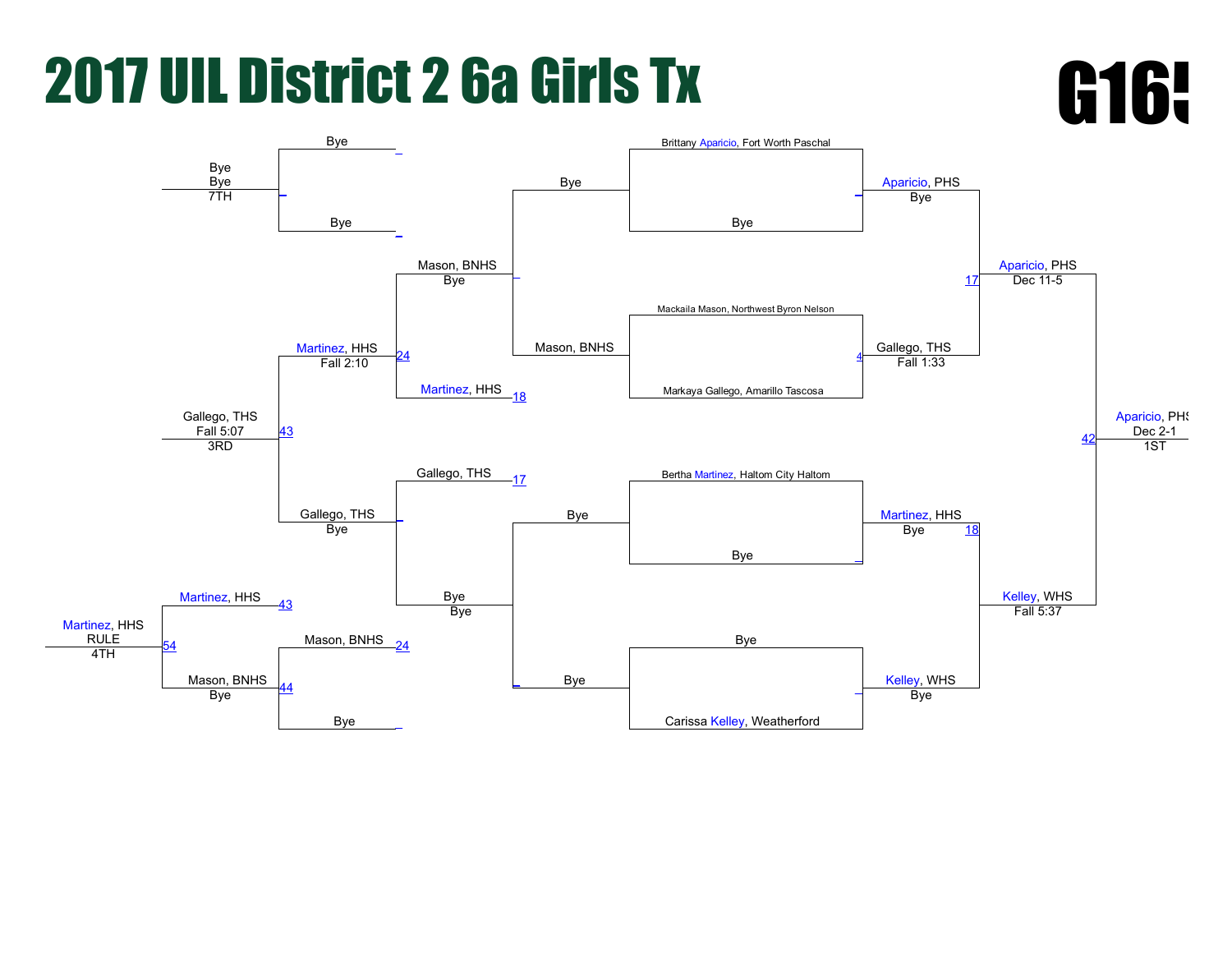# 2017 UIL District 2 6a Girls Tx

**G165**

## Championship Bracket

### First Round

| Wrestler | Result |
|---|---|
| Brittany Aparicio, Fort Worth Paschal | |
| Bye | |
| | Aparicio, PHS — Bye |
| Mackaila Mason, Northwest Byron Nelson | |
| Markaya Gallego, Amarillo Tascosa | |
| | Gallego, THS — Fall 1:33 |
| Bertha Martinez, Haltom City Haltom | |
| Bye | |
| | Martinez, HHS — Bye |
| Bye | |
| Carissa Kelley, Weatherford | |
| | Kelley, WHS — Bye |

### Semifinals

- Aparicio, PHS over Gallego, THS — Dec 11-5
- Kelley, WHS over Martinez, HHS — Fall 5:37

### Final

- Aparicio, PHS — Dec 2-1 — 1ST

## Consolation Bracket

- Bye vs Mason, BNHS → Mason, BNHS — Bye
- Bye vs Bye → Bye — Bye
- Mason, BNHS vs Martinez, HHS → Martinez, HHS — Fall 2:10
- Gallego, THS vs Bye → Gallego, THS — Bye
- Martinez, HHS vs Gallego, THS → Gallego, THS — Fall 5:07 — 3RD
- Bye vs Bye → Bye — Bye — 7TH
- Bye vs Bye → Bye — Bye
- Mason, BNHS vs Bye → Mason, BNHS — Bye
- Martinez, HHS vs Mason, BNHS → Martinez, HHS — RULE — 4TH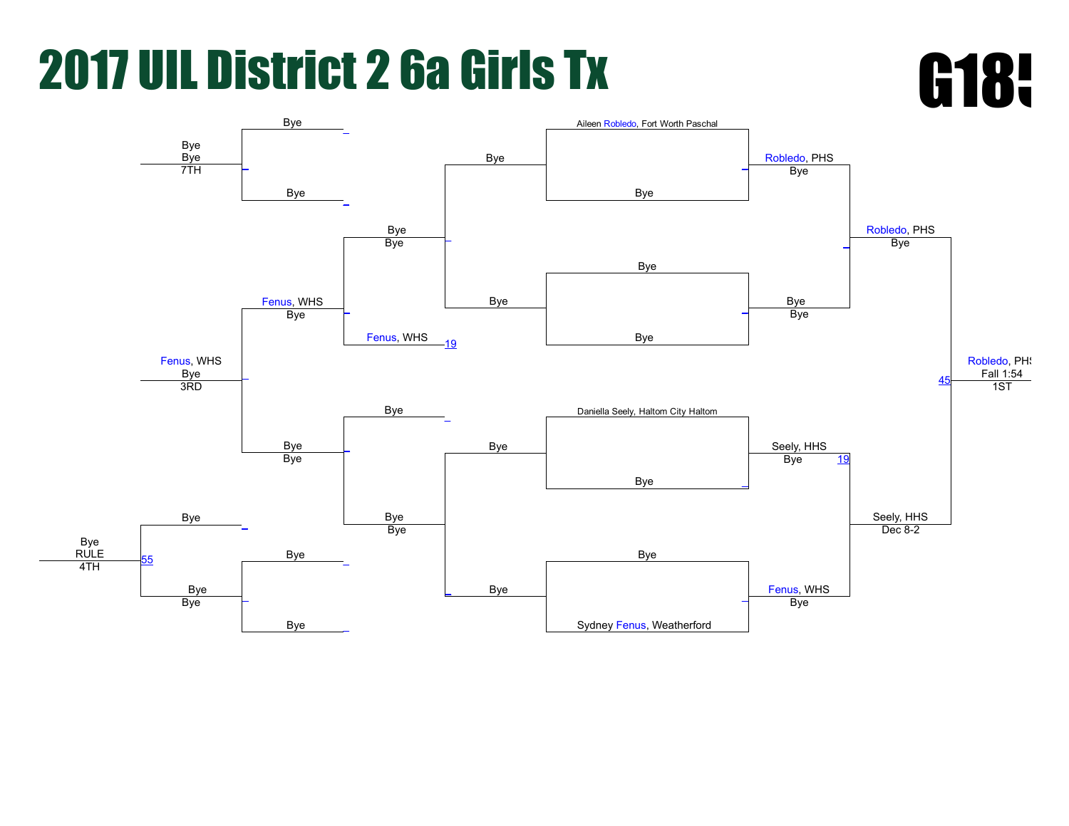# 2017 UIL District 2 6a Girls Tx

G18

**Championship Bracket**

- Aileen Robledo, Fort Worth Paschal vs Bye → Robledo, PHS (Bye)
- Bye vs Bye → Bye (Bye)
- Robledo, PHS vs Bye → Robledo, PHS (Bye)
- Daniella Seely, Haltom City Haltom vs Bye → Seely, HHS (Bye) 19
- Bye vs Sydney Fenus, Weatherford → Fenus, WHS (Bye)
- Seely, HHS vs Fenus, WHS → Seely, HHS (Dec 8-2)
- Final: Robledo, PHS vs Seely, HHS → 45 Robledo, PHS (Fall 1:54) — 1ST

**Consolation Bracket**

- Bye / Bye
- Bye / Bye
- Bye / Bye → Fenus, WHS 19
- Bye / Bye
- Fenus, WHS (Bye)
- Bye (Bye)
- Bye / Bye / Bye (Bye)
- Bye (Bye)
- Fenus, WHS (Bye) — 3RD
- Bye (Bye) — 7TH
- Bye (Bye) 55 — Bye (RULE) — 4TH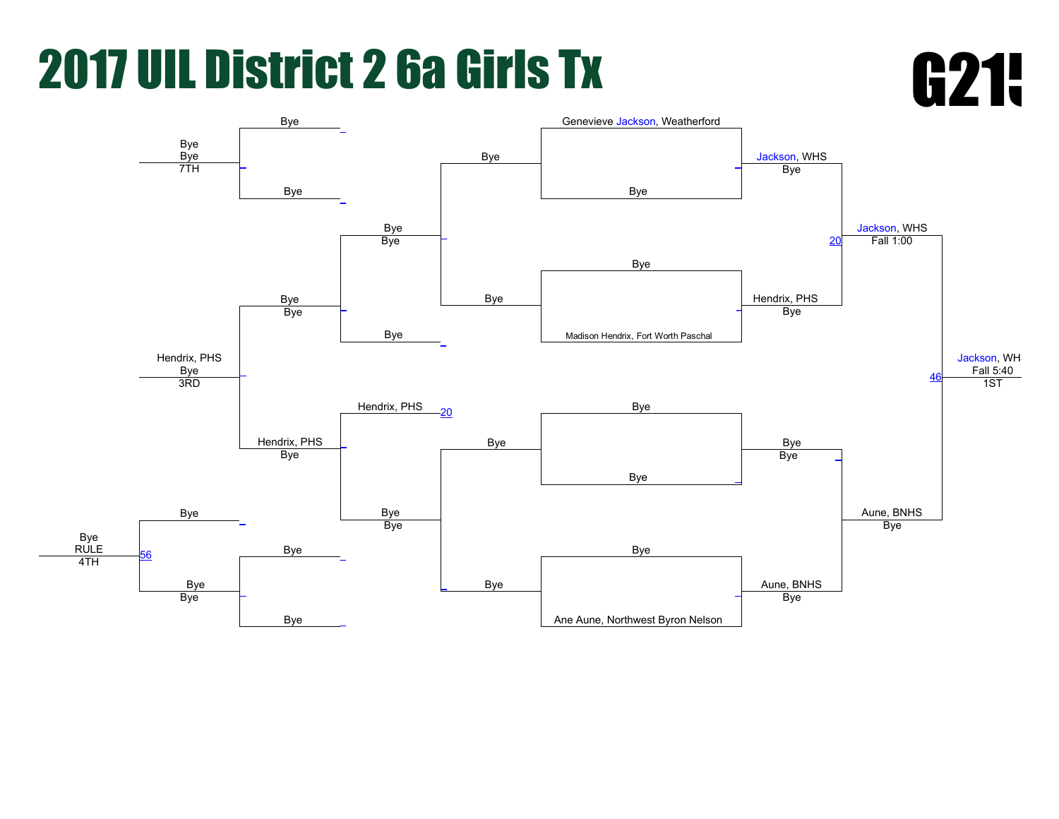# 2017 UIL District 2 6a Girls Tx

G21!

Bye
Bye
Bye
7TH
Bye

Genevieve Jackson, Weatherford
Bye
Jackson, WHS
Bye
Bye

Bye
Bye

20
Jackson, WHS
Fall 1:00

Bye
Bye
Bye
Hendrix, PHS
Bye
Madison Hendrix, Fort Worth Paschal
Bye

Hendrix, PHS
Bye
3RD

Jackson, WH
Fall 5:40
1ST
46

Hendrix, PHS
20
Bye
Hendrix, PHS
Bye
Bye
Bye
Bye
Bye

Bye
Bye
Aune, BNHS
Bye

Bye
Bye
RULE
4TH
56
Bye
Bye
Bye
Bye
Aune, BNHS
Bye
Bye
Bye
Ane Aune, Northwest Byron Nelson